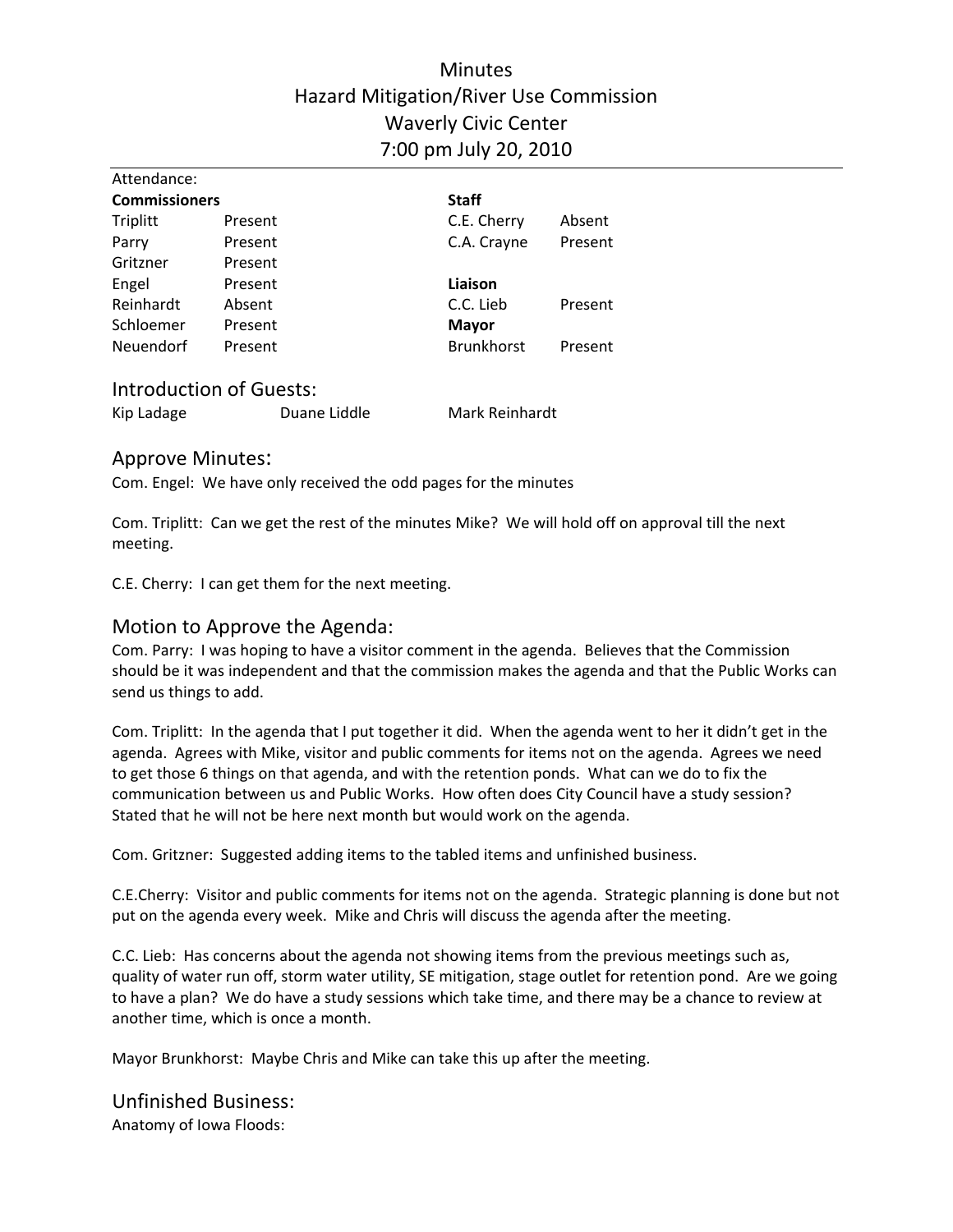# Minutes
# Hazard Mitigation/River Use Commission
# Waverly Civic Center
# 7:00 pm July 20, 2010

Attendance:

| **Commissioners** | | **Staff** | |
|---|---|---|---|
| Triplitt | Present | C.E. Cherry | Absent |
| Parry | Present | C.A. Crayne | Present |
| Gritzner | Present | | |
| Engel | Present | **Liaison** | |
| Reinhardt | Absent | C.C. Lieb | Present |
| Schloemer | Present | **Mayor** | |
| Neuendorf | Present | Brunkhorst | Present |

## Introduction of Guests:

Kip Ladage Duane Liddle Mark Reinhardt

## Approve Minutes:

Com. Engel: We have only received the odd pages for the minutes

Com. Triplitt: Can we get the rest of the minutes Mike? We will hold off on approval till the next meeting.

C.E. Cherry: I can get them for the next meeting.

## Motion to Approve the Agenda:

Com. Parry: I was hoping to have a visitor comment in the agenda. Believes that the Commission should be it was independent and that the commission makes the agenda and that the Public Works can send us things to add.

Com. Triplitt: In the agenda that I put together it did. When the agenda went to her it didn't get in the agenda. Agrees with Mike, visitor and public comments for items not on the agenda. Agrees we need to get those 6 things on that agenda, and with the retention ponds. What can we do to fix the communication between us and Public Works. How often does City Council have a study session? Stated that he will not be here next month but would work on the agenda.

Com. Gritzner: Suggested adding items to the tabled items and unfinished business.

C.E.Cherry: Visitor and public comments for items not on the agenda. Strategic planning is done but not put on the agenda every week. Mike and Chris will discuss the agenda after the meeting.

C.C. Lieb: Has concerns about the agenda not showing items from the previous meetings such as, quality of water run off, storm water utility, SE mitigation, stage outlet for retention pond. Are we going to have a plan? We do have a study sessions which take time, and there may be a chance to review at another time, which is once a month.

Mayor Brunkhorst: Maybe Chris and Mike can take this up after the meeting.

## Unfinished Business:

Anatomy of Iowa Floods: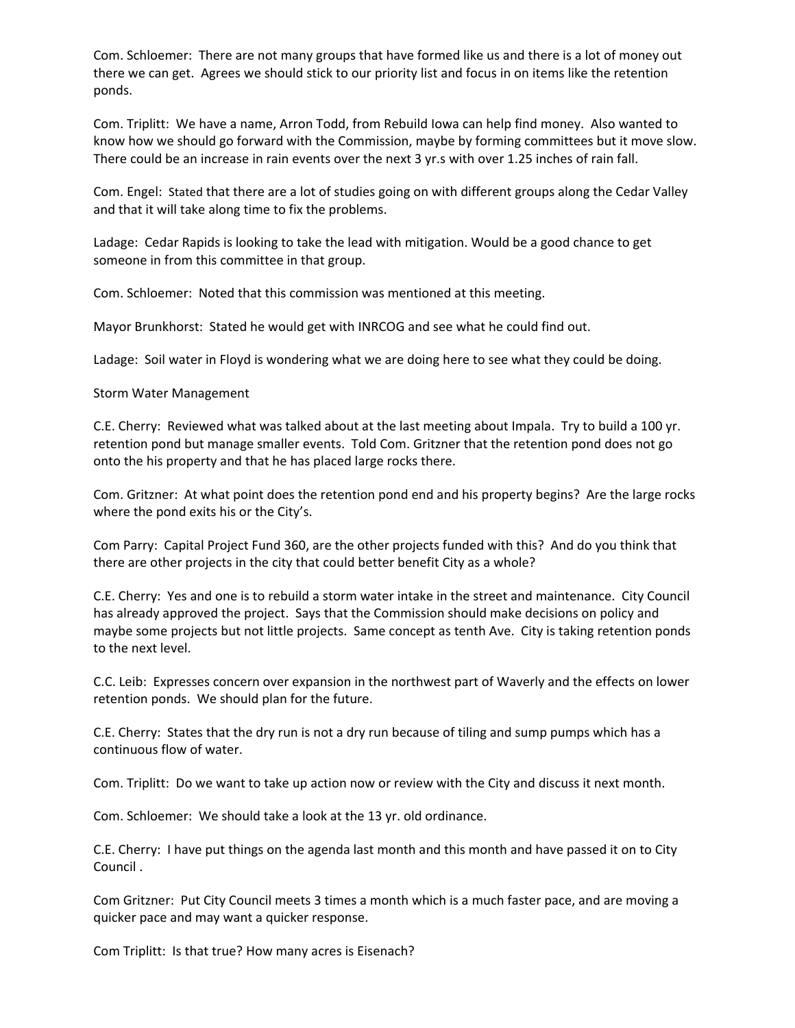Com. Schloemer: There are not many groups that have formed like us and there is a lot of money out there we can get. Agrees we should stick to our priority list and focus in on items like the retention ponds.

Com. Triplitt: We have a name, Arron Todd, from Rebuild Iowa can help find money. Also wanted to know how we should go forward with the Commission, maybe by forming committees but it move slow. There could be an increase in rain events over the next 3 yr.s with over 1.25 inches of rain fall.

Com. Engel: Stated that there are a lot of studies going on with different groups along the Cedar Valley and that it will take along time to fix the problems.

Ladage: Cedar Rapids is looking to take the lead with mitigation. Would be a good chance to get someone in from this committee in that group.

Com. Schloemer: Noted that this commission was mentioned at this meeting.

Mayor Brunkhorst: Stated he would get with INRCOG and see what he could find out.

Ladage: Soil water in Floyd is wondering what we are doing here to see what they could be doing.

Storm Water Management

C.E. Cherry: Reviewed what was talked about at the last meeting about Impala. Try to build a 100 yr. retention pond but manage smaller events. Told Com. Gritzner that the retention pond does not go onto the his property and that he has placed large rocks there.

Com. Gritzner: At what point does the retention pond end and his property begins? Are the large rocks where the pond exits his or the City's.

Com Parry: Capital Project Fund 360, are the other projects funded with this? And do you think that there are other projects in the city that could better benefit City as a whole?

C.E. Cherry: Yes and one is to rebuild a storm water intake in the street and maintenance. City Council has already approved the project. Says that the Commission should make decisions on policy and maybe some projects but not little projects. Same concept as tenth Ave. City is taking retention ponds to the next level.

C.C. Leib: Expresses concern over expansion in the northwest part of Waverly and the effects on lower retention ponds. We should plan for the future.

C.E. Cherry: States that the dry run is not a dry run because of tiling and sump pumps which has a continuous flow of water.

Com. Triplitt: Do we want to take up action now or review with the City and discuss it next month.

Com. Schloemer: We should take a look at the 13 yr. old ordinance.

C.E. Cherry: I have put things on the agenda last month and this month and have passed it on to City Council .

Com Gritzner: Put City Council meets 3 times a month which is a much faster pace, and are moving a quicker pace and may want a quicker response.

Com Triplitt: Is that true? How many acres is Eisenach?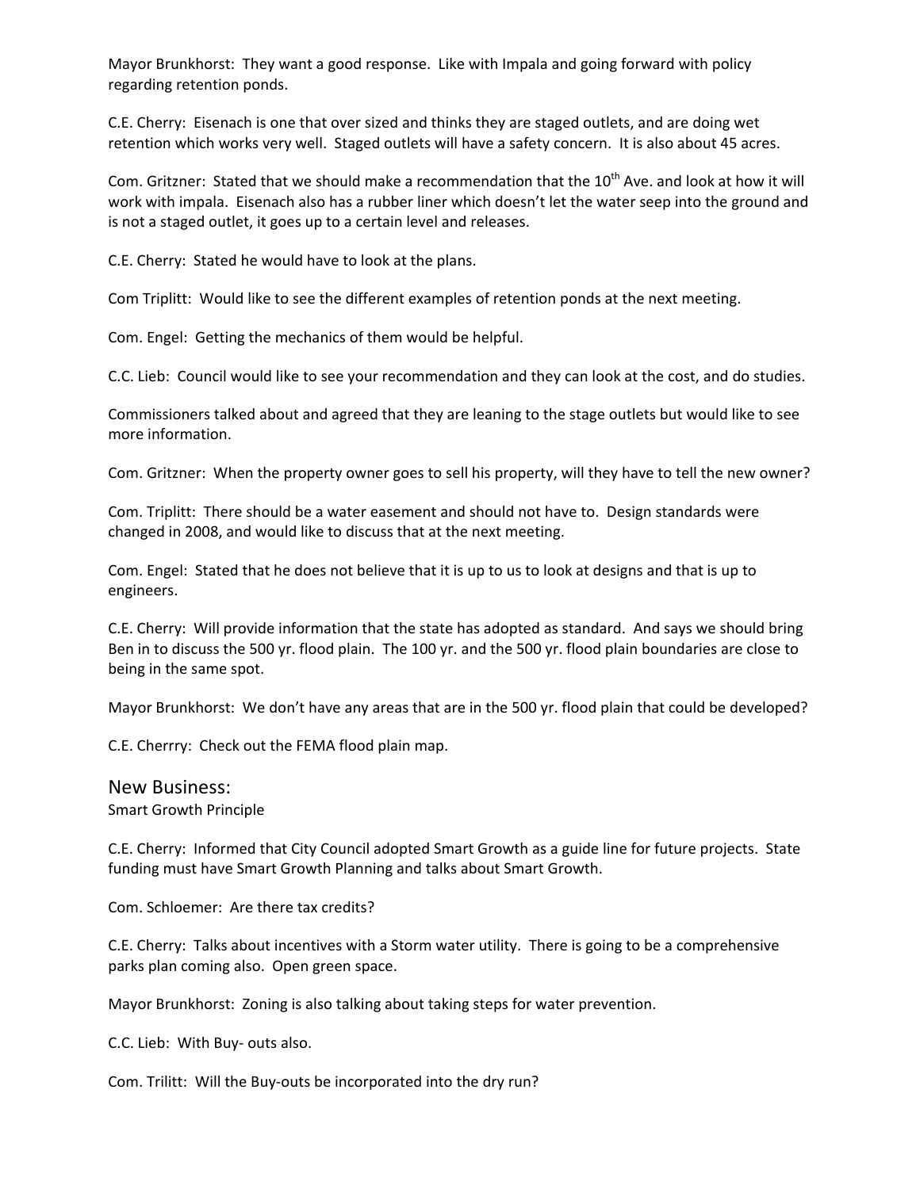Mayor Brunkhorst: They want a good response. Like with Impala and going forward with policy regarding retention ponds.

C.E. Cherry: Eisenach is one that over sized and thinks they are staged outlets, and are doing wet retention which works very well. Staged outlets will have a safety concern. It is also about 45 acres.

Com. Gritzner: Stated that we should make a recommendation that the 10th Ave. and look at how it will work with impala. Eisenach also has a rubber liner which doesn't let the water seep into the ground and is not a staged outlet, it goes up to a certain level and releases.

C.E. Cherry: Stated he would have to look at the plans.

Com Triplitt: Would like to see the different examples of retention ponds at the next meeting.

Com. Engel: Getting the mechanics of them would be helpful.

C.C. Lieb: Council would like to see your recommendation and they can look at the cost, and do studies.

Commissioners talked about and agreed that they are leaning to the stage outlets but would like to see more information.

Com. Gritzner: When the property owner goes to sell his property, will they have to tell the new owner?

Com. Triplitt: There should be a water easement and should not have to. Design standards were changed in 2008, and would like to discuss that at the next meeting.

Com. Engel: Stated that he does not believe that it is up to us to look at designs and that is up to engineers.

C.E. Cherry: Will provide information that the state has adopted as standard. And says we should bring Ben in to discuss the 500 yr. flood plain. The 100 yr. and the 500 yr. flood plain boundaries are close to being in the same spot.

Mayor Brunkhorst: We don't have any areas that are in the 500 yr. flood plain that could be developed?

C.E. Cherrry: Check out the FEMA flood plain map.

## New Business:

Smart Growth Principle

C.E. Cherry: Informed that City Council adopted Smart Growth as a guide line for future projects. State funding must have Smart Growth Planning and talks about Smart Growth.

Com. Schloemer: Are there tax credits?

C.E. Cherry: Talks about incentives with a Storm water utility. There is going to be a comprehensive parks plan coming also. Open green space.

Mayor Brunkhorst: Zoning is also talking about taking steps for water prevention.

C.C. Lieb: With Buy- outs also.

Com. Trilitt: Will the Buy-outs be incorporated into the dry run?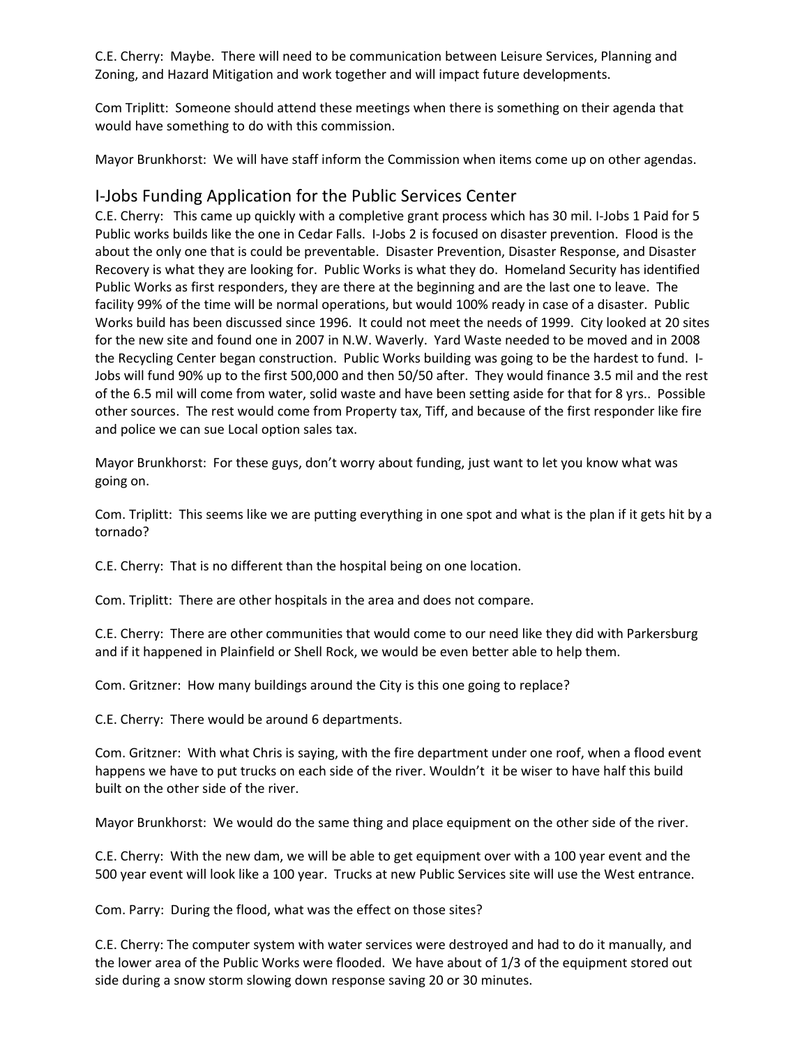C.E. Cherry: Maybe. There will need to be communication between Leisure Services, Planning and Zoning, and Hazard Mitigation and work together and will impact future developments.

Com Triplitt: Someone should attend these meetings when there is something on their agenda that would have something to do with this commission.

Mayor Brunkhorst: We will have staff inform the Commission when items come up on other agendas.

## I-Jobs Funding Application for the Public Services Center

C.E. Cherry: This came up quickly with a completive grant process which has 30 mil. I-Jobs 1 Paid for 5 Public works builds like the one in Cedar Falls. I-Jobs 2 is focused on disaster prevention. Flood is the about the only one that is could be preventable. Disaster Prevention, Disaster Response, and Disaster Recovery is what they are looking for. Public Works is what they do. Homeland Security has identified Public Works as first responders, they are there at the beginning and are the last one to leave. The facility 99% of the time will be normal operations, but would 100% ready in case of a disaster. Public Works build has been discussed since 1996. It could not meet the needs of 1999. City looked at 20 sites for the new site and found one in 2007 in N.W. Waverly. Yard Waste needed to be moved and in 2008 the Recycling Center began construction. Public Works building was going to be the hardest to fund. I-Jobs will fund 90% up to the first 500,000 and then 50/50 after. They would finance 3.5 mil and the rest of the 6.5 mil will come from water, solid waste and have been setting aside for that for 8 yrs.. Possible other sources. The rest would come from Property tax, Tiff, and because of the first responder like fire and police we can sue Local option sales tax.

Mayor Brunkhorst: For these guys, don't worry about funding, just want to let you know what was going on.

Com. Triplitt: This seems like we are putting everything in one spot and what is the plan if it gets hit by a tornado?

C.E. Cherry: That is no different than the hospital being on one location.

Com. Triplitt: There are other hospitals in the area and does not compare.

C.E. Cherry: There are other communities that would come to our need like they did with Parkersburg and if it happened in Plainfield or Shell Rock, we would be even better able to help them.

Com. Gritzner: How many buildings around the City is this one going to replace?

C.E. Cherry: There would be around 6 departments.

Com. Gritzner: With what Chris is saying, with the fire department under one roof, when a flood event happens we have to put trucks on each side of the river. Wouldn't it be wiser to have half this build built on the other side of the river.

Mayor Brunkhorst: We would do the same thing and place equipment on the other side of the river.

C.E. Cherry: With the new dam, we will be able to get equipment over with a 100 year event and the 500 year event will look like a 100 year. Trucks at new Public Services site will use the West entrance.

Com. Parry: During the flood, what was the effect on those sites?

C.E. Cherry: The computer system with water services were destroyed and had to do it manually, and the lower area of the Public Works were flooded. We have about of 1/3 of the equipment stored out side during a snow storm slowing down response saving 20 or 30 minutes.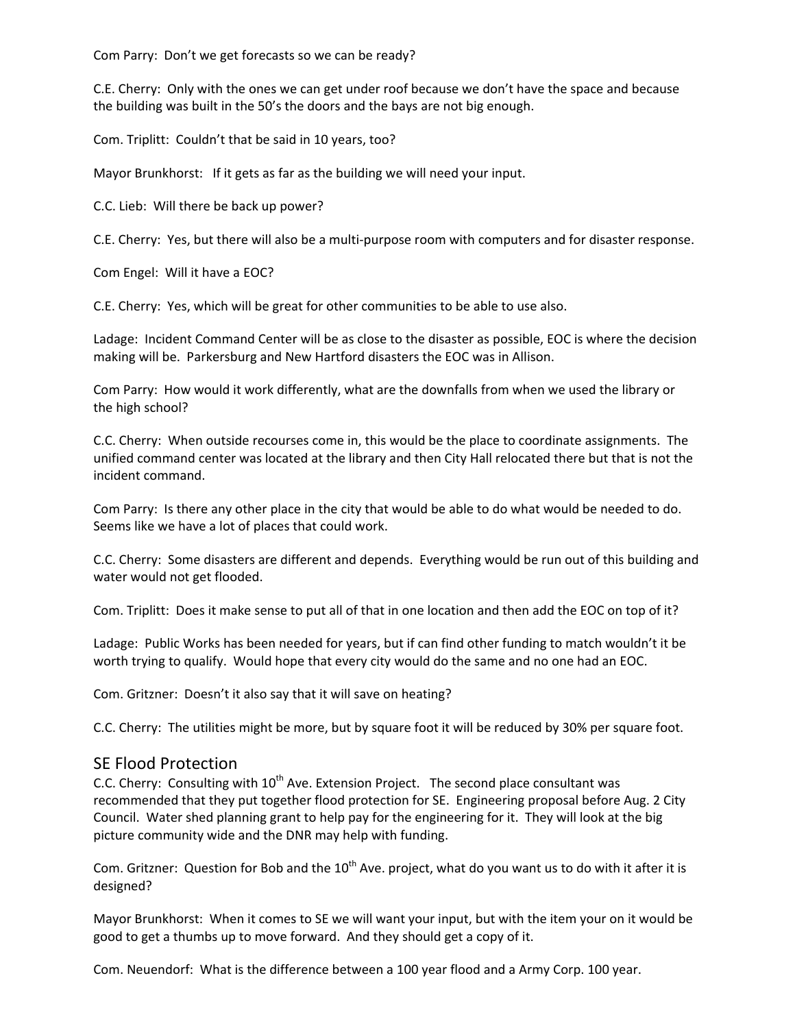Com Parry: Don't we get forecasts so we can be ready?

C.E. Cherry: Only with the ones we can get under roof because we don't have the space and because the building was built in the 50's the doors and the bays are not big enough.

Com. Triplitt: Couldn't that be said in 10 years, too?

Mayor Brunkhorst: If it gets as far as the building we will need your input.

C.C. Lieb: Will there be back up power?

C.E. Cherry: Yes, but there will also be a multi-purpose room with computers and for disaster response.

Com Engel: Will it have a EOC?

C.E. Cherry: Yes, which will be great for other communities to be able to use also.

Ladage: Incident Command Center will be as close to the disaster as possible, EOC is where the decision making will be. Parkersburg and New Hartford disasters the EOC was in Allison.

Com Parry: How would it work differently, what are the downfalls from when we used the library or the high school?

C.C. Cherry: When outside recourses come in, this would be the place to coordinate assignments. The unified command center was located at the library and then City Hall relocated there but that is not the incident command.

Com Parry: Is there any other place in the city that would be able to do what would be needed to do. Seems like we have a lot of places that could work.

C.C. Cherry: Some disasters are different and depends. Everything would be run out of this building and water would not get flooded.

Com. Triplitt: Does it make sense to put all of that in one location and then add the EOC on top of it?

Ladage: Public Works has been needed for years, but if can find other funding to match wouldn't it be worth trying to qualify. Would hope that every city would do the same and no one had an EOC.

Com. Gritzner: Doesn't it also say that it will save on heating?

C.C. Cherry: The utilities might be more, but by square foot it will be reduced by 30% per square foot.

## SE Flood Protection

C.C. Cherry: Consulting with 10th Ave. Extension Project. The second place consultant was recommended that they put together flood protection for SE. Engineering proposal before Aug. 2 City Council. Water shed planning grant to help pay for the engineering for it. They will look at the big picture community wide and the DNR may help with funding.

Com. Gritzner: Question for Bob and the 10th Ave. project, what do you want us to do with it after it is designed?

Mayor Brunkhorst: When it comes to SE we will want your input, but with the item your on it would be good to get a thumbs up to move forward. And they should get a copy of it.

Com. Neuendorf: What is the difference between a 100 year flood and a Army Corp. 100 year.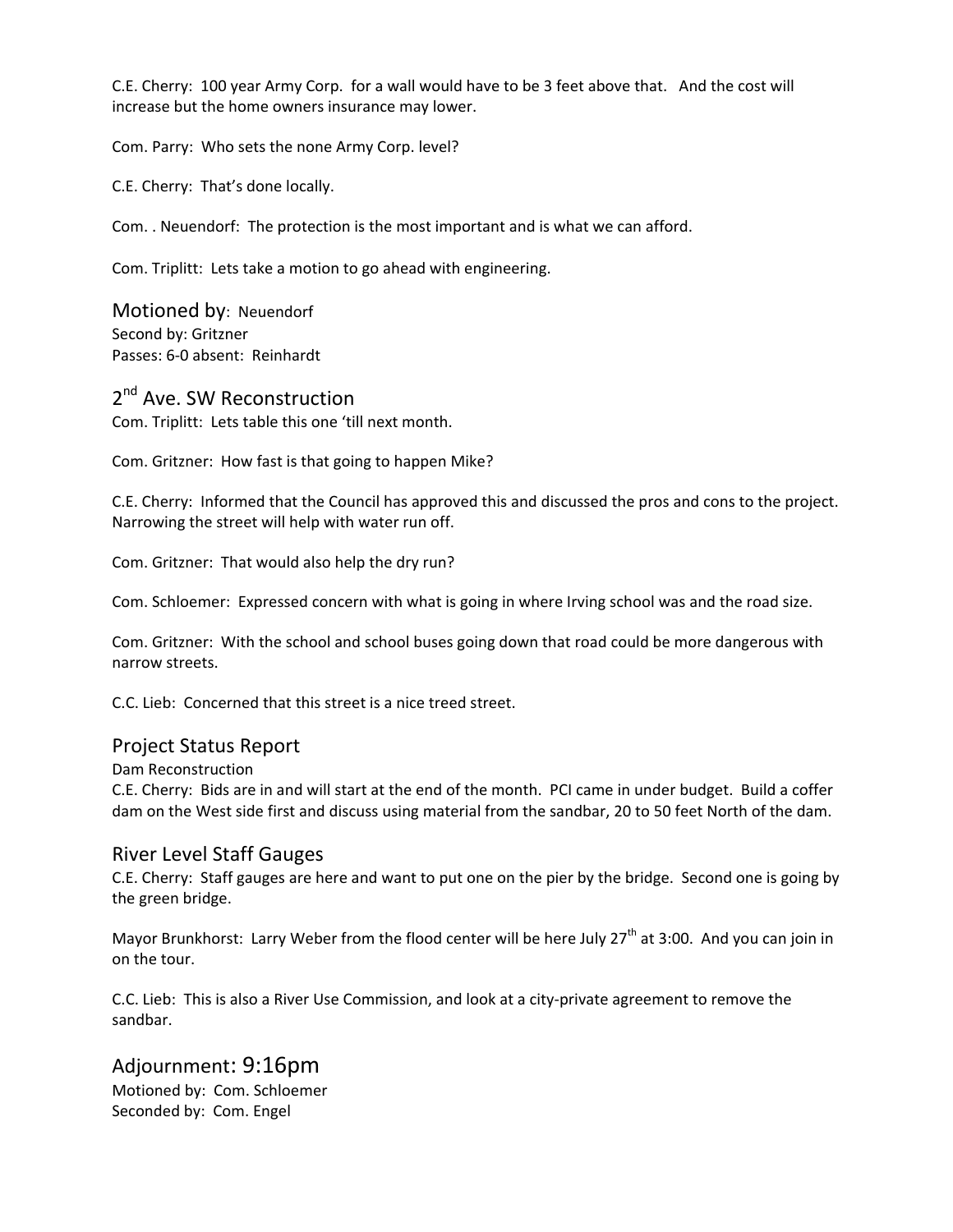C.E. Cherry: 100 year Army Corp. for a wall would have to be 3 feet above that. And the cost will increase but the home owners insurance may lower.

Com. Parry: Who sets the none Army Corp. level?

C.E. Cherry: That's done locally.

Com. . Neuendorf: The protection is the most important and is what we can afford.

Com. Triplitt: Lets take a motion to go ahead with engineering.

## Motioned by: Neuendorf

Second by: Gritzner
Passes: 6-0 absent: Reinhardt

## 2nd Ave. SW Reconstruction

Com. Triplitt: Lets table this one 'till next month.

Com. Gritzner: How fast is that going to happen Mike?

C.E. Cherry: Informed that the Council has approved this and discussed the pros and cons to the project. Narrowing the street will help with water run off.

Com. Gritzner: That would also help the dry run?

Com. Schloemer: Expressed concern with what is going in where Irving school was and the road size.

Com. Gritzner: With the school and school buses going down that road could be more dangerous with narrow streets.

C.C. Lieb: Concerned that this street is a nice treed street.

## Project Status Report

Dam Reconstruction
C.E. Cherry: Bids are in and will start at the end of the month. PCI came in under budget. Build a coffer dam on the West side first and discuss using material from the sandbar, 20 to 50 feet North of the dam.

## River Level Staff Gauges

C.E. Cherry: Staff gauges are here and want to put one on the pier by the bridge. Second one is going by the green bridge.

Mayor Brunkhorst: Larry Weber from the flood center will be here July 27th at 3:00. And you can join in on the tour.

C.C. Lieb: This is also a River Use Commission, and look at a city-private agreement to remove the sandbar.

## Adjournment: 9:16pm

Motioned by: Com. Schloemer
Seconded by: Com. Engel